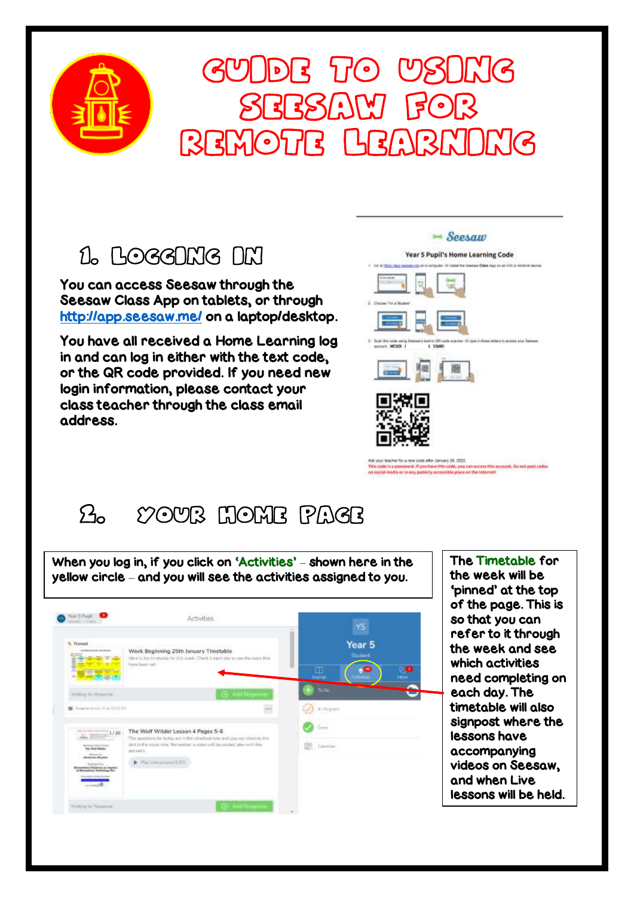# GUIDE TO USING SEESAW FOR REMOTE LEARNING

## 1. LOGGING IN

You can access Seesaw through the Seesaw Class App on tablets, or through [http://app.seesaw.me/](http://app.seesaw.me/) on a laptop/desktop.

You have all received a Home Learning log in and can log in either with the text code, or the QR code provided. If you need new login information, please contact your class teacher through the class email address.

## 2. YOUR HOME PAGE

When you log in, if you click on **'Activities'** – shown here in the yellow circle – and you will see the activities assigned to you.

The **Timetable** for the week will be 'pinned' at the top of the page. This is so that you can refer to it through the week and see which activities need completing on each day. The timetable will also signpost where the lessons have accompanying videos on Seesaw, and when Live lessons will be held.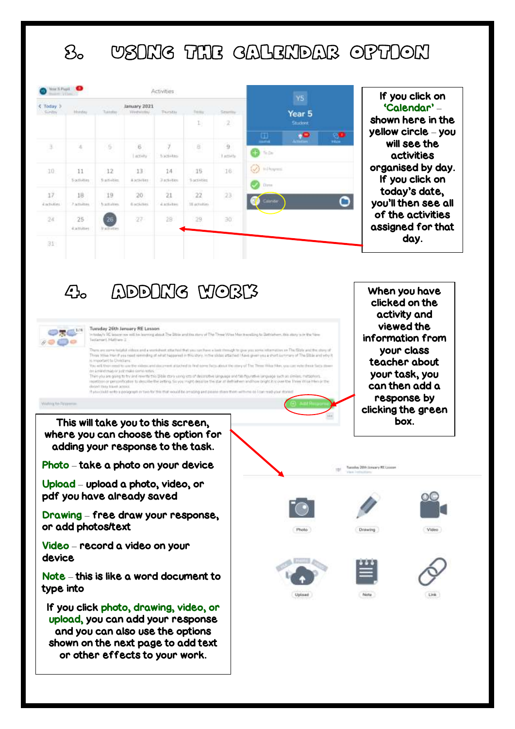# 3. USING THE CALENDAR OPTION

If you click on **'Calendar'** – shown here in the yellow circle – you will see the activities organised by day. If you click on today's date, you'll then see all of the activities assigned for that day.

# 4. ADDING WORK

When you have clicked on the activity and viewed the information from your class teacher about your task, you can then add a response by clicking the green box.

This will take you to this screen, where you can choose the option for adding your response to the task.

**Photo** – take a photo on your device

**Upload** – upload a photo, video, or pdf you have already saved

**Drawing** – free draw your response, or add photos/text

**Video** – record a video on your device

**Note** – this is like a word document to type into

If you click **photo, drawing, video, or upload,** you can add your response and you can also use the options shown on the next page to add text or other effects to your work.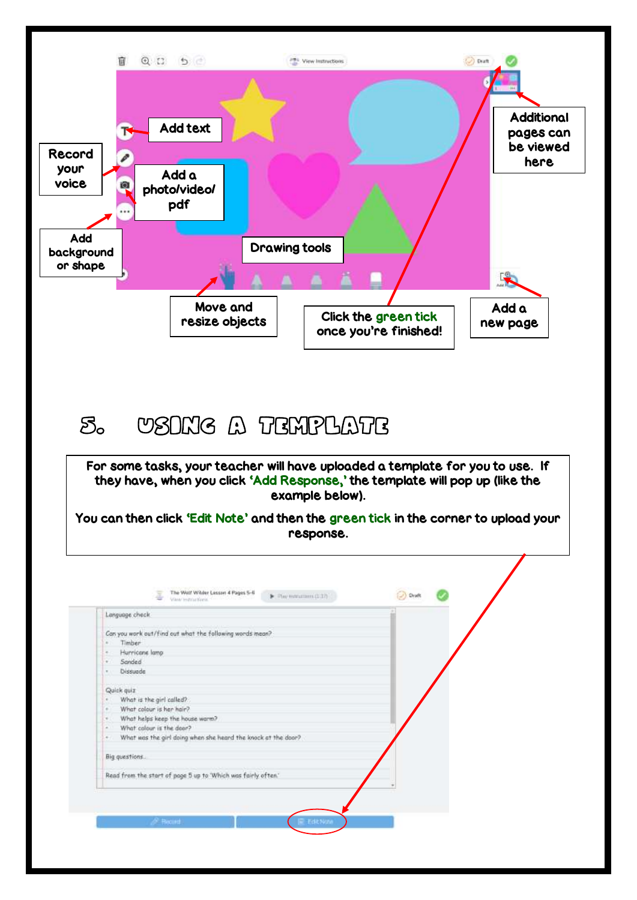Add text

Record your voice

Add a photo/video/ pdf

Add background or shape

Drawing tools

Move and resize objects

Click the green tick once you're finished!

Additional pages can be viewed here

Add a new page

## 5. USING A TEMPLATE

For some tasks, your teacher will have uploaded a template for you to use. If they have, when you click **'Add Response,'** the template will pop up (like the example below).

You can then click **'Edit Note'** and then the **green tick** in the corner to upload your response.

Language check

Can you work out/find out what the following words mean?

- Timber
- Hurricane lamp
- Sanded
- Dissuade

Quick quiz

- What is the girl called?
- What colour is her hair?
- What helps keep the house warm?
- What colour is the door?
- What was the girl doing when she heard the knock at the door?

Big questions

Read from the start of page 5 up to 'Which was fairly often.'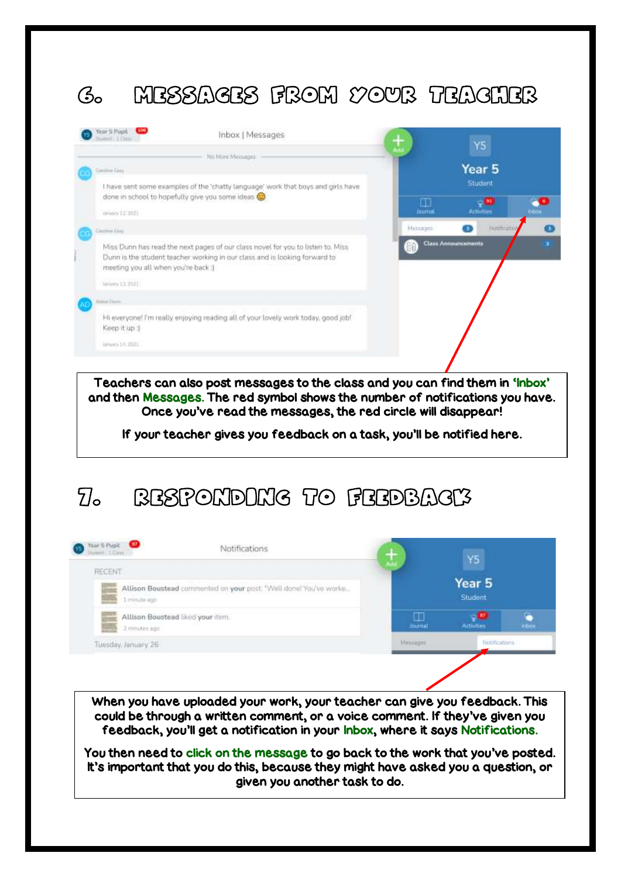## 6. MESSAGES FROM YOUR TEACHER

Teachers can also post messages to the class and you can find them in 'Inbox' and then Messages. The red symbol shows the number of notifications you have. Once you've read the messages, the red circle will disappear!

If your teacher gives you feedback on a task, you'll be notified here.

## 7. RESPONDING TO FEEDBACK

When you have uploaded your work, your teacher can give you feedback. This could be through a written comment, or a voice comment. If they've given you feedback, you'll get a notification in your Inbox, where it says Notifications.

You then need to click on the message to go back to the work that you've posted. It's important that you do this, because they might have asked you a question, or given you another task to do.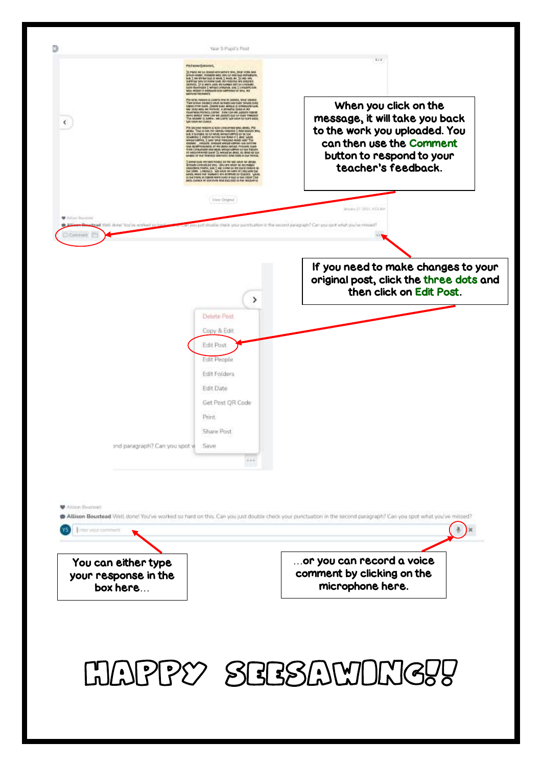When you click on the message, it will take you back to the work you uploaded. You can then use the **Comment** button to respond to your teacher's feedback.

If you need to make changes to your original post, click the **three dots** and then click on **Edit Post**.

You can either type your response in the box here…

…or you can record a voice comment by clicking on the microphone here.

# HAPPY SEESAWING!!